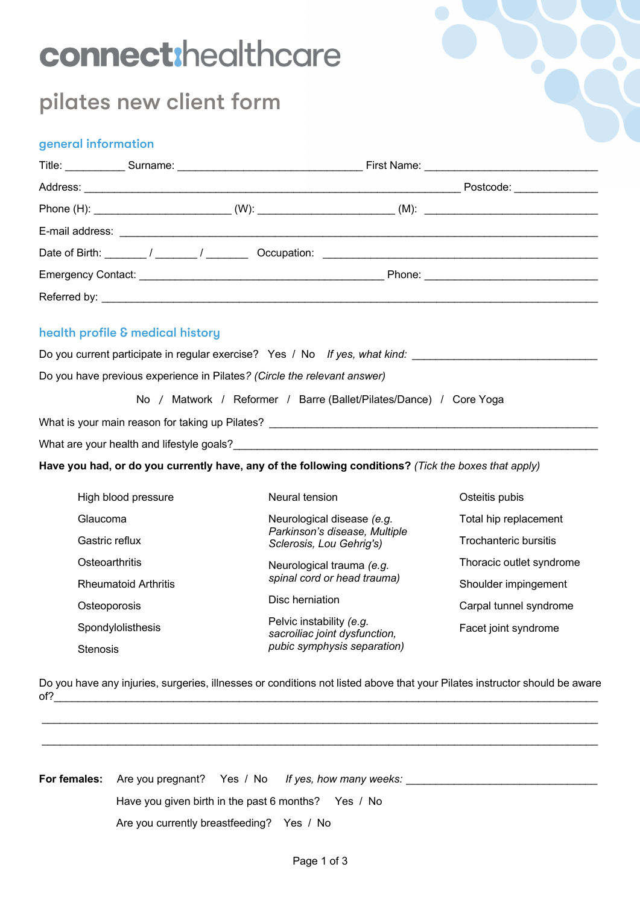# connect:healthcare

## pilates new client form

### general information

Title: __________ Surname: ______________________________ First Name: ____________________________

Address: ______________________________________________________________ Postcode: _____________

Phone (H): ______________________ (W): ______________________ (M): ____________________________

E-mail address: ____________________________________________________________________________

Date of Birth: _______ / _______ / _______ Occupation: _____________________________________________

Emergency Contact: ________________________________________ Phone: ____________________________

Referred by: _______________________________________________________________________________

### health profile & medical history

Do you current participate in regular exercise? Yes / No *If yes, what kind:* ______________________________

Do you have previous experience in Pilates*? (Circle the relevant answer)*

No / Matwork / Reformer / Barre (Ballet/Pilates/Dance) / Core Yoga

What is your main reason for taking up Pilates? _____________________________________________________

What are your health and lifestyle goals?__________________________________________________________

**Have you had, or do you currently have, any of the following conditions?** *(Tick the boxes that apply)*

- High blood pressure
- Glaucoma
- Gastric reflux
- Osteoarthritis
- Rheumatoid Arthritis
- Osteoporosis
- Spondylolisthesis
- Stenosis
- Neural tension
- Neurological disease *(e.g. Parkinson's disease, Multiple Sclerosis, Lou Gehrig's)*
- Neurological trauma *(e.g. spinal cord or head trauma)*
- Disc herniation
- Pelvic instability *(e.g. sacroiliac joint dysfunction, pubic symphysis separation)*
- Osteitis pubis
- Total hip replacement
- Trochanteric bursitis
- Thoracic outlet syndrome
- Shoulder impingement
- Carpal tunnel syndrome
- Facet joint syndrome

Do you have any injuries, surgeries, illnesses or conditions not listed above that your Pilates instructor should be aware of?_____________________________________________________________________________________

_____________________________________________________________________________________________

_____________________________________________________________________________________________

**For females:** Are you pregnant? Yes / No *If yes, how many weeks:* ______________________________

Have you given birth in the past 6 months? Yes / No

Are you currently breastfeeding? Yes / No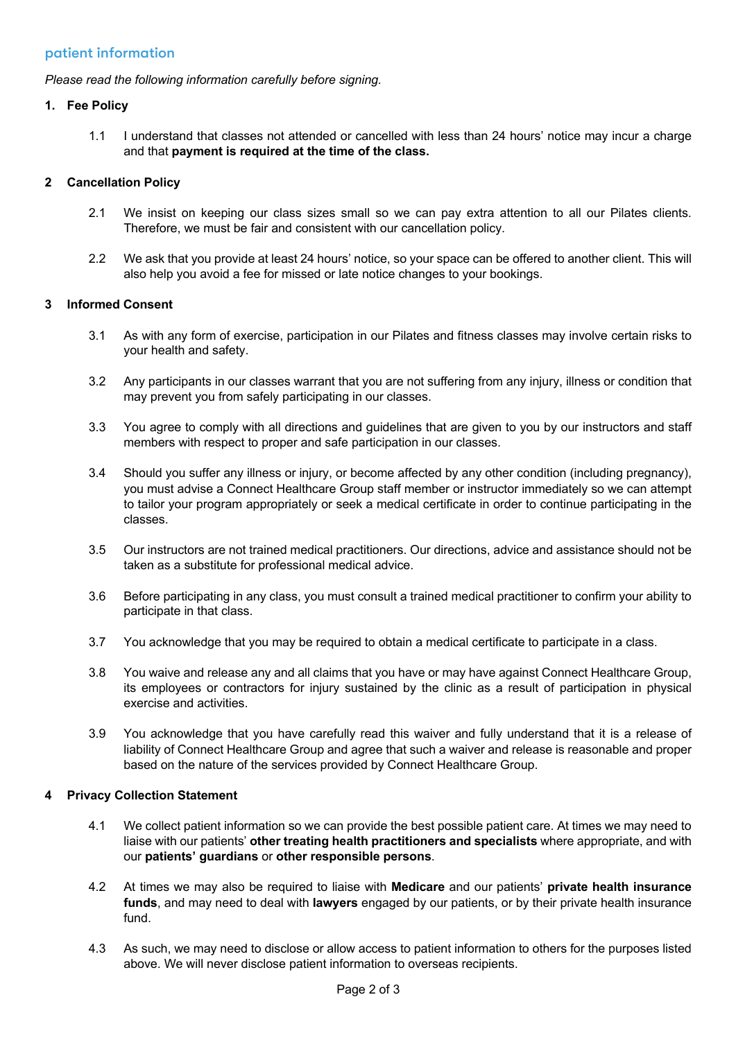## patient information

*Please read the following information carefully before signing.*

### 1. Fee Policy

1.1 I understand that classes not attended or cancelled with less than 24 hours' notice may incur a charge and that **payment is required at the time of the class.**

### 2 Cancellation Policy

2.1 We insist on keeping our class sizes small so we can pay extra attention to all our Pilates clients. Therefore, we must be fair and consistent with our cancellation policy.

2.2 We ask that you provide at least 24 hours' notice, so your space can be offered to another client. This will also help you avoid a fee for missed or late notice changes to your bookings.

### 3 Informed Consent

3.1 As with any form of exercise, participation in our Pilates and fitness classes may involve certain risks to your health and safety.

3.2 Any participants in our classes warrant that you are not suffering from any injury, illness or condition that may prevent you from safely participating in our classes.

3.3 You agree to comply with all directions and guidelines that are given to you by our instructors and staff members with respect to proper and safe participation in our classes.

3.4 Should you suffer any illness or injury, or become affected by any other condition (including pregnancy), you must advise a Connect Healthcare Group staff member or instructor immediately so we can attempt to tailor your program appropriately or seek a medical certificate in order to continue participating in the classes.

3.5 Our instructors are not trained medical practitioners. Our directions, advice and assistance should not be taken as a substitute for professional medical advice.

3.6 Before participating in any class, you must consult a trained medical practitioner to confirm your ability to participate in that class.

3.7 You acknowledge that you may be required to obtain a medical certificate to participate in a class.

3.8 You waive and release any and all claims that you have or may have against Connect Healthcare Group, its employees or contractors for injury sustained by the clinic as a result of participation in physical exercise and activities.

3.9 You acknowledge that you have carefully read this waiver and fully understand that it is a release of liability of Connect Healthcare Group and agree that such a waiver and release is reasonable and proper based on the nature of the services provided by Connect Healthcare Group.

### 4 Privacy Collection Statement

4.1 We collect patient information so we can provide the best possible patient care. At times we may need to liaise with our patients' **other treating health practitioners and specialists** where appropriate, and with our **patients' guardians** or **other responsible persons**.

4.2 At times we may also be required to liaise with **Medicare** and our patients' **private health insurance funds**, and may need to deal with **lawyers** engaged by our patients, or by their private health insurance fund.

4.3 As such, we may need to disclose or allow access to patient information to others for the purposes listed above. We will never disclose patient information to overseas recipients.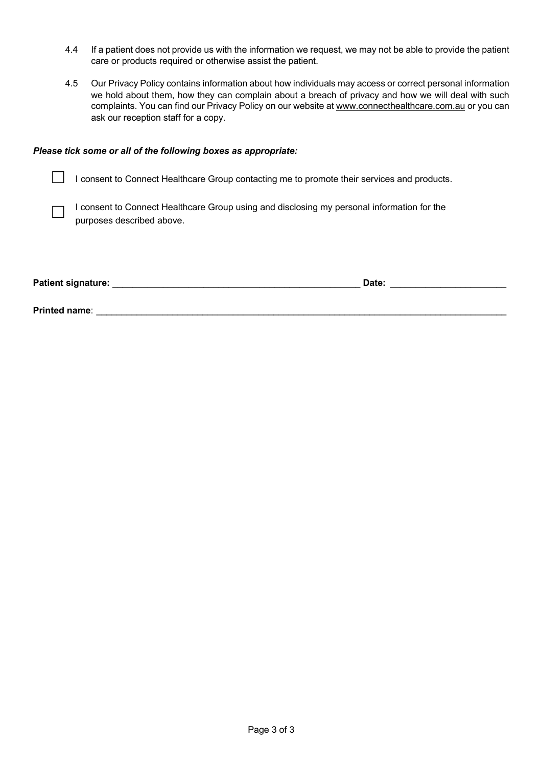4.4 If a patient does not provide us with the information we request, we may not be able to provide the patient care or products required or otherwise assist the patient.

4.5 Our Privacy Policy contains information about how individuals may access or correct personal information we hold about them, how they can complain about a breach of privacy and how we will deal with such complaints. You can find our Privacy Policy on our website at www.connecthealthcare.com.au or you can ask our reception staff for a copy.

***Please tick some or all of the following boxes as appropriate:***

☐ I consent to Connect Healthcare Group contacting me to promote their services and products.

☐ I consent to Connect Healthcare Group using and disclosing my personal information for the purposes described above.

**Patient signature:** ______________________________________________ **Date:** ______________________

**Printed name**: ______________________________________________________________________________